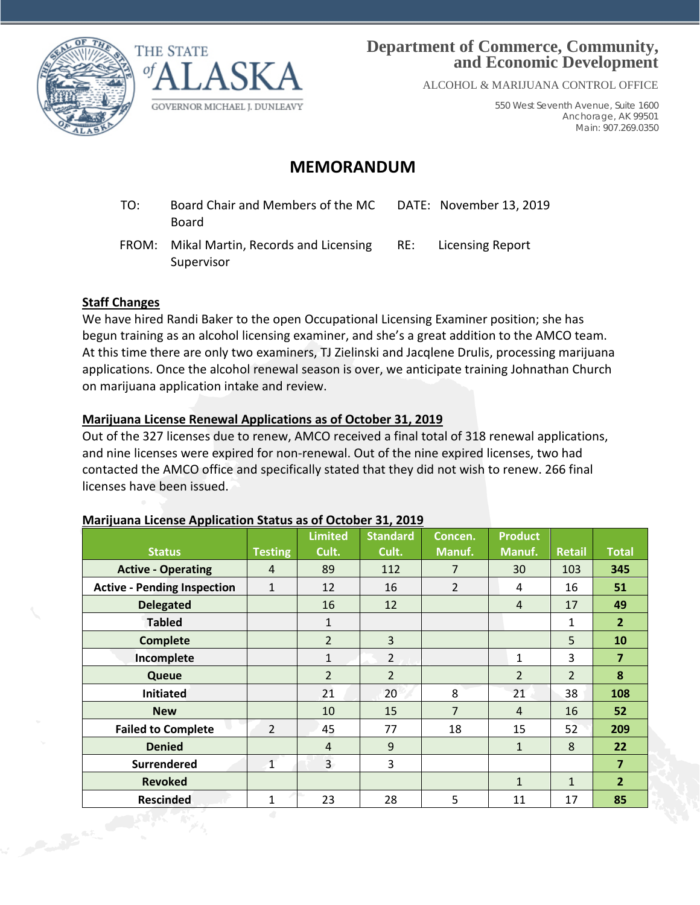THE STATE of ALASKA

GOVERNOR MICHAEL J. DUNLEAVY

**Department of Commerce, Community, and Economic Development**

ALCOHOL & MARIJUANA CONTROL OFFICE

550 West Seventh Avenue, Suite 1600
Anchorage, AK 99501
Main: 907.269.0350

# MEMORANDUM

TO: Board Chair and Members of the MC Board

DATE: November 13, 2019

FROM: Mikal Martin, Records and Licensing Supervisor

RE: Licensing Report

**Staff Changes**

We have hired Randi Baker to the open Occupational Licensing Examiner position; she has begun training as an alcohol licensing examiner, and she's a great addition to the AMCO team. At this time there are only two examiners, TJ Zielinski and Jacqlene Drulis, processing marijuana applications. Once the alcohol renewal season is over, we anticipate training Johnathan Church on marijuana application intake and review.

**Marijuana License Renewal Applications as of October 31, 2019**

Out of the 327 licenses due to renew, AMCO received a final total of 318 renewal applications, and nine licenses were expired for non-renewal. Out of the nine expired licenses, two had contacted the AMCO office and specifically stated that they did not wish to renew. 266 final licenses have been issued.

**Marijuana License Application Status as of October 31, 2019**

| Status | Testing | Limited Cult. | Standard Cult. | Concen. Manuf. | Product Manuf. | Retail | Total |
|---|---|---|---|---|---|---|---|
| Active - Operating | 4 | 89 | 112 | 7 | 30 | 103 | 345 |
| Active - Pending Inspection | 1 | 12 | 16 | 2 | 4 | 16 | 51 |
| Delegated | | 16 | 12 | | 4 | 17 | 49 |
| Tabled | | 1 | | | | 1 | 2 |
| Complete | | 2 | 3 | | | 5 | 10 |
| Incomplete | | 1 | 2 | | 1 | 3 | 7 |
| Queue | | 2 | 2 | | 2 | 2 | 8 |
| Initiated | | 21 | 20 | 8 | 21 | 38 | 108 |
| New | | 10 | 15 | 7 | 4 | 16 | 52 |
| Failed to Complete | 2 | 45 | 77 | 18 | 15 | 52 | 209 |
| Denied | | 4 | 9 | | 1 | 8 | 22 |
| Surrendered | 1 | 3 | 3 | | | | 7 |
| Revoked | | | | | 1 | 1 | 2 |
| Rescinded | 1 | 23 | 28 | 5 | 11 | 17 | 85 |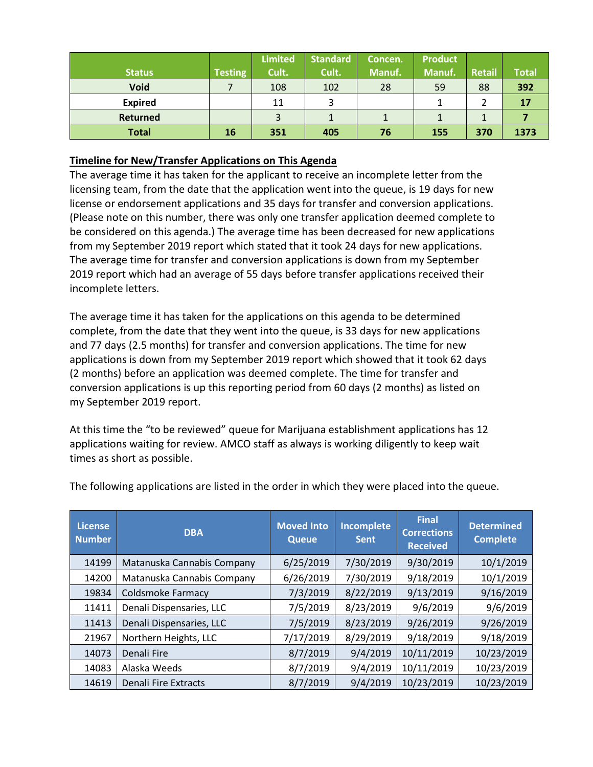| Status | Testing | Limited Cult. | Standard Cult. | Concen. Manuf. | Product Manuf. | Retail | Total |
|---|---|---|---|---|---|---|---|
| **Void** | 7 | 108 | 102 | 28 | 59 | 88 | **392** |
| **Expired** | | 11 | 3 | | 1 | 2 | **17** |
| **Returned** | | 3 | 1 | 1 | 1 | 1 | **7** |
| **Total** | **16** | **351** | **405** | **76** | **155** | **370** | **1373** |

**<u>Timeline for New/Transfer Applications on This Agenda</u>**

The average time it has taken for the applicant to receive an incomplete letter from the licensing team, from the date that the application went into the queue, is 19 days for new license or endorsement applications and 35 days for transfer and conversion applications. (Please note on this number, there was only one transfer application deemed complete to be considered on this agenda.) The average time has been decreased for new applications from my September 2019 report which stated that it took 24 days for new applications. The average time for transfer and conversion applications is down from my September 2019 report which had an average of 55 days before transfer applications received their incomplete letters.

The average time it has taken for the applications on this agenda to be determined complete, from the date that they went into the queue, is 33 days for new applications and 77 days (2.5 months) for transfer and conversion applications. The time for new applications is down from my September 2019 report which showed that it took 62 days (2 months) before an application was deemed complete. The time for transfer and conversion applications is up this reporting period from 60 days (2 months) as listed on my September 2019 report.

At this time the "to be reviewed" queue for Marijuana establishment applications has 12 applications waiting for review. AMCO staff as always is working diligently to keep wait times as short as possible.

The following applications are listed in the order in which they were placed into the queue.

| License Number | DBA | Moved Into Queue | Incomplete Sent | Final Corrections Received | Determined Complete |
|---|---|---|---|---|---|
| 14199 | Matanuska Cannabis Company | 6/25/2019 | 7/30/2019 | 9/30/2019 | 10/1/2019 |
| 14200 | Matanuska Cannabis Company | 6/26/2019 | 7/30/2019 | 9/18/2019 | 10/1/2019 |
| 19834 | Coldsmoke Farmacy | 7/3/2019 | 8/22/2019 | 9/13/2019 | 9/16/2019 |
| 11411 | Denali Dispensaries, LLC | 7/5/2019 | 8/23/2019 | 9/6/2019 | 9/6/2019 |
| 11413 | Denali Dispensaries, LLC | 7/5/2019 | 8/23/2019 | 9/26/2019 | 9/26/2019 |
| 21967 | Northern Heights, LLC | 7/17/2019 | 8/29/2019 | 9/18/2019 | 9/18/2019 |
| 14073 | Denali Fire | 8/7/2019 | 9/4/2019 | 10/11/2019 | 10/23/2019 |
| 14083 | Alaska Weeds | 8/7/2019 | 9/4/2019 | 10/11/2019 | 10/23/2019 |
| 14619 | Denali Fire Extracts | 8/7/2019 | 9/4/2019 | 10/23/2019 | 10/23/2019 |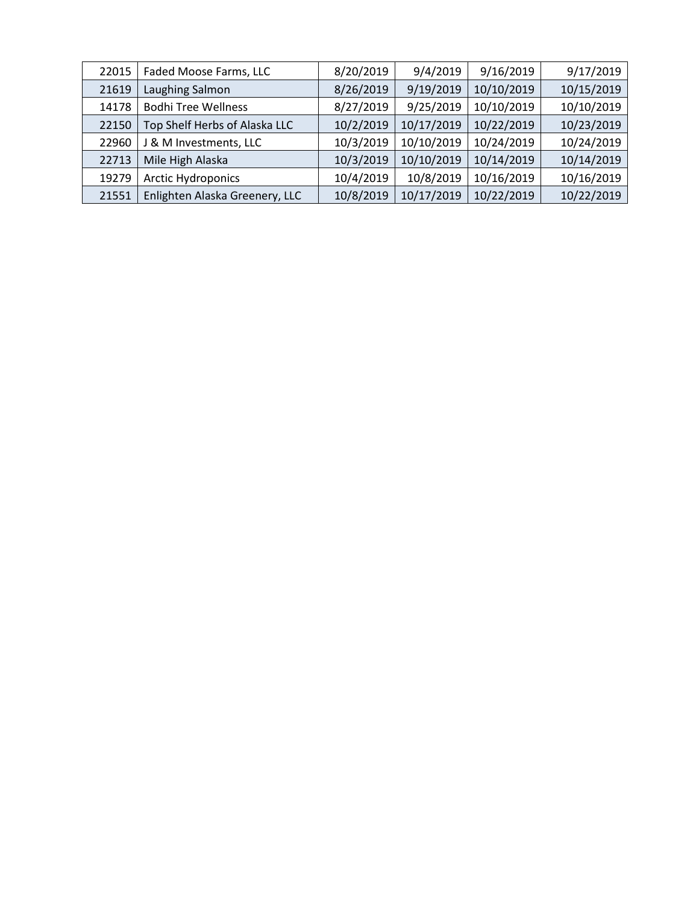| | | | | | |
|---|---|---|---|---|---|
| 22015 | Faded Moose Farms, LLC | 8/20/2019 | 9/4/2019 | 9/16/2019 | 9/17/2019 |
| 21619 | Laughing Salmon | 8/26/2019 | 9/19/2019 | 10/10/2019 | 10/15/2019 |
| 14178 | Bodhi Tree Wellness | 8/27/2019 | 9/25/2019 | 10/10/2019 | 10/10/2019 |
| 22150 | Top Shelf Herbs of Alaska LLC | 10/2/2019 | 10/17/2019 | 10/22/2019 | 10/23/2019 |
| 22960 | J & M Investments, LLC | 10/3/2019 | 10/10/2019 | 10/24/2019 | 10/24/2019 |
| 22713 | Mile High Alaska | 10/3/2019 | 10/10/2019 | 10/14/2019 | 10/14/2019 |
| 19279 | Arctic Hydroponics | 10/4/2019 | 10/8/2019 | 10/16/2019 | 10/16/2019 |
| 21551 | Enlighten Alaska Greenery, LLC | 10/8/2019 | 10/17/2019 | 10/22/2019 | 10/22/2019 |